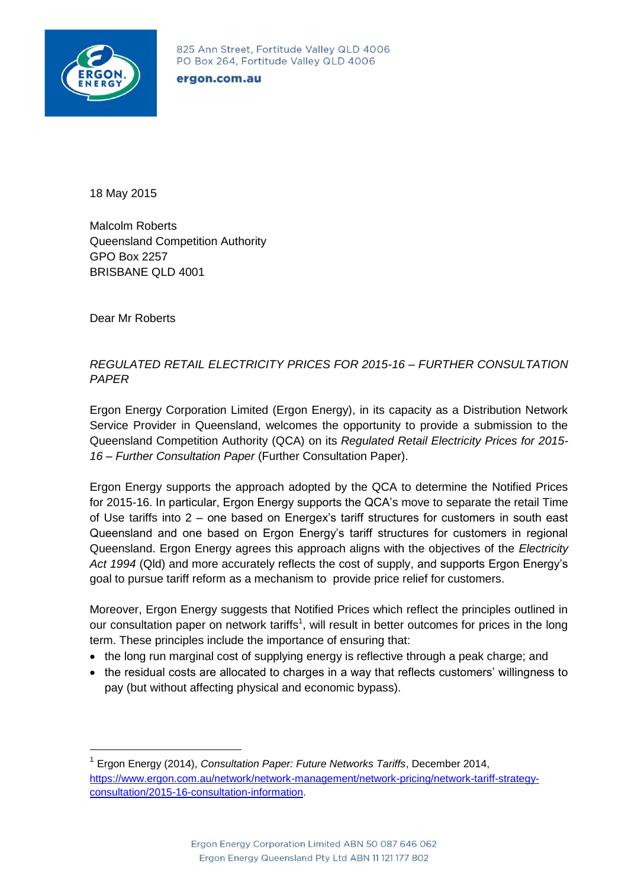825 Ann Street, Fortitude Valley QLD 4006
PO Box 264, Fortitude Valley QLD 4006

**ergon.com.au**

18 May 2015

Malcolm Roberts
Queensland Competition Authority
GPO Box 2257
BRISBANE QLD 4001

Dear Mr Roberts

*REGULATED RETAIL ELECTRICITY PRICES FOR 2015-16 – FURTHER CONSULTATION PAPER*

Ergon Energy Corporation Limited (Ergon Energy), in its capacity as a Distribution Network Service Provider in Queensland, welcomes the opportunity to provide a submission to the Queensland Competition Authority (QCA) on its *Regulated Retail Electricity Prices for 2015-16 – Further Consultation Paper* (Further Consultation Paper).

Ergon Energy supports the approach adopted by the QCA to determine the Notified Prices for 2015-16. In particular, Ergon Energy supports the QCA's move to separate the retail Time of Use tariffs into 2 – one based on Energex's tariff structures for customers in south east Queensland and one based on Ergon Energy's tariff structures for customers in regional Queensland. Ergon Energy agrees this approach aligns with the objectives of the *Electricity Act 1994* (Qld) and more accurately reflects the cost of supply, and supports Ergon Energy's goal to pursue tariff reform as a mechanism to provide price relief for customers.

Moreover, Ergon Energy suggests that Notified Prices which reflect the principles outlined in our consultation paper on network tariffs[1], will result in better outcomes for prices in the long term. These principles include the importance of ensuring that:

- the long run marginal cost of supplying energy is reflective through a peak charge; and
- the residual costs are allocated to charges in a way that reflects customers' willingness to pay (but without affecting physical and economic bypass).

---

[1] Ergon Energy (2014), *Consultation Paper: Future Networks Tariffs*, December 2014, https://www.ergon.com.au/network/network-management/network-pricing/network-tariff-strategy-consultation/2015-16-consultation-information.

Ergon Energy Corporation Limited ABN 50 087 646 062
Ergon Energy Queensland Pty Ltd ABN 11 121 177 802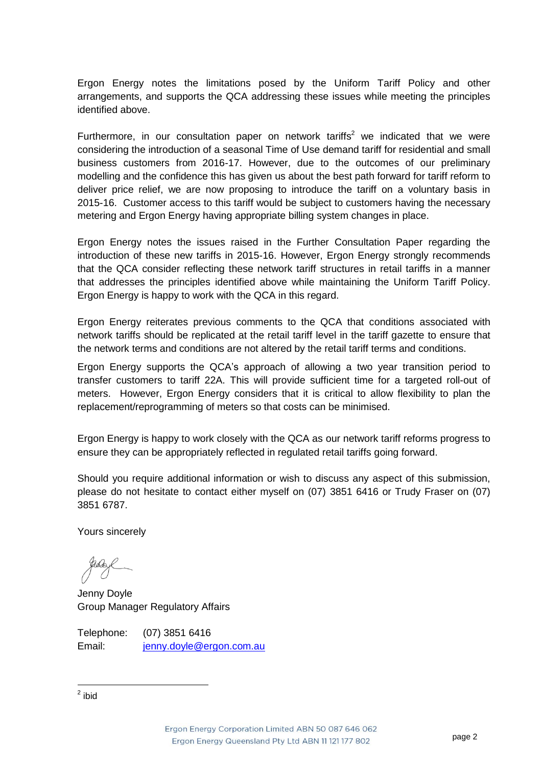Ergon Energy notes the limitations posed by the Uniform Tariff Policy and other arrangements, and supports the QCA addressing these issues while meeting the principles identified above.

Furthermore, in our consultation paper on network tariffs[2] we indicated that we were considering the introduction of a seasonal Time of Use demand tariff for residential and small business customers from 2016-17. However, due to the outcomes of our preliminary modelling and the confidence this has given us about the best path forward for tariff reform to deliver price relief, we are now proposing to introduce the tariff on a voluntary basis in 2015-16. Customer access to this tariff would be subject to customers having the necessary metering and Ergon Energy having appropriate billing system changes in place.

Ergon Energy notes the issues raised in the Further Consultation Paper regarding the introduction of these new tariffs in 2015-16. However, Ergon Energy strongly recommends that the QCA consider reflecting these network tariff structures in retail tariffs in a manner that addresses the principles identified above while maintaining the Uniform Tariff Policy. Ergon Energy is happy to work with the QCA in this regard.

Ergon Energy reiterates previous comments to the QCA that conditions associated with network tariffs should be replicated at the retail tariff level in the tariff gazette to ensure that the network terms and conditions are not altered by the retail tariff terms and conditions.

Ergon Energy supports the QCA's approach of allowing a two year transition period to transfer customers to tariff 22A. This will provide sufficient time for a targeted roll-out of meters. However, Ergon Energy considers that it is critical to allow flexibility to plan the replacement/reprogramming of meters so that costs can be minimised.

Ergon Energy is happy to work closely with the QCA as our network tariff reforms progress to ensure they can be appropriately reflected in regulated retail tariffs going forward.

Should you require additional information or wish to discuss any aspect of this submission, please do not hesitate to contact either myself on (07) 3851 6416 or Trudy Fraser on (07) 3851 6787.

Yours sincerely

Jenny Doyle
Group Manager Regulatory Affairs

Telephone: (07) 3851 6416
Email: jenny.doyle@ergon.com.au

[2] ibid

Ergon Energy Corporation Limited ABN 50 087 646 062
Ergon Energy Queensland Pty Ltd ABN 11 121 177 802